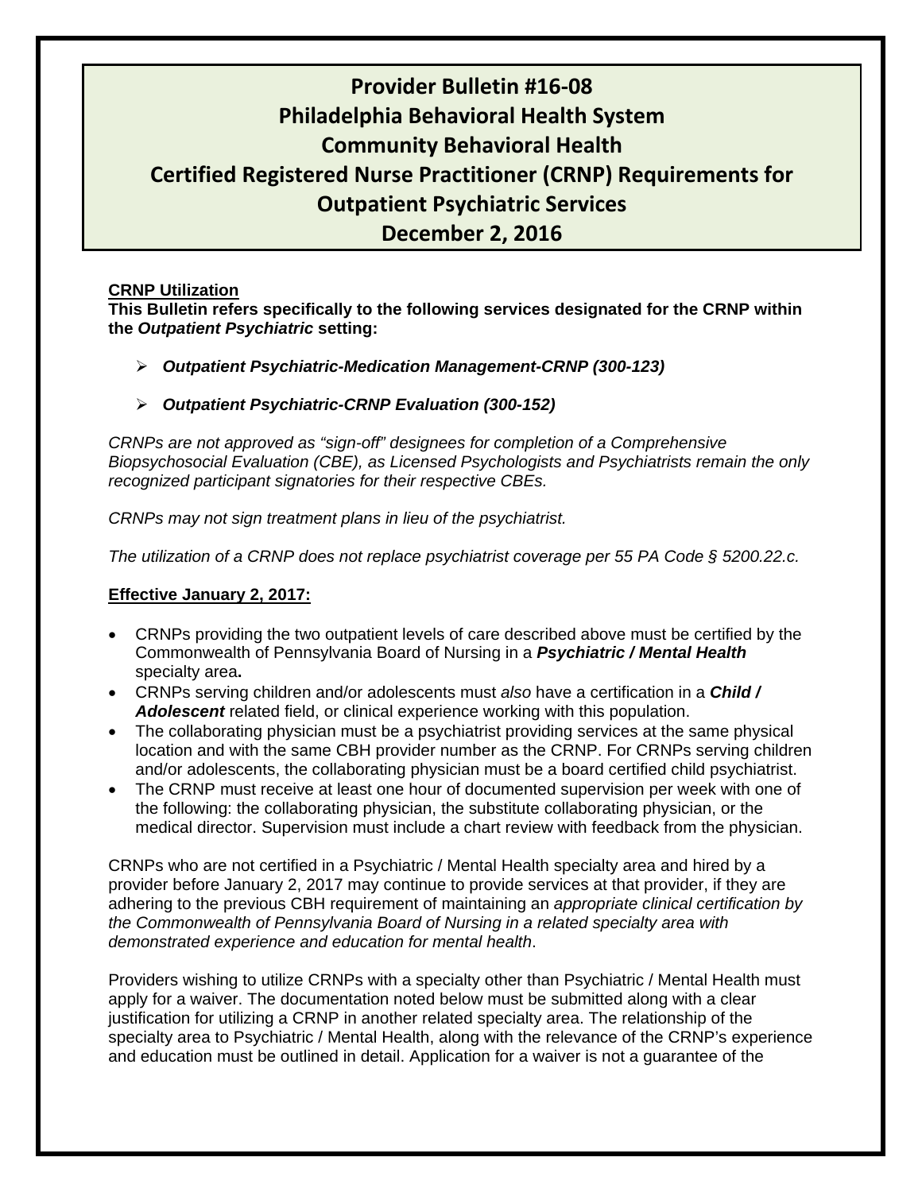# Provider Bulletin #16-08
# Philadelphia Behavioral Health System
# Community Behavioral Health
# Certified Registered Nurse Practitioner (CRNP) Requirements for Outpatient Psychiatric Services
# December 2, 2016

**CRNP Utilization**

**This Bulletin refers specifically to the following services designated for the CRNP within the *Outpatient Psychiatric* setting:**

- ***Outpatient Psychiatric-Medication Management-CRNP (300-123)***
- ***Outpatient Psychiatric-CRNP Evaluation (300-152)***

*CRNPs are not approved as "sign-off" designees for completion of a Comprehensive Biopsychosocial Evaluation (CBE), as Licensed Psychologists and Psychiatrists remain the only recognized participant signatories for their respective CBEs.*

*CRNPs may not sign treatment plans in lieu of the psychiatrist.*

*The utilization of a CRNP does not replace psychiatrist coverage per 55 PA Code § 5200.22.c.*

**Effective January 2, 2017:**

- CRNPs providing the two outpatient levels of care described above must be certified by the Commonwealth of Pennsylvania Board of Nursing in a ***Psychiatric / Mental Health*** specialty area**.**
- CRNPs serving children and/or adolescents must *also* have a certification in a ***Child / Adolescent*** related field, or clinical experience working with this population.
- The collaborating physician must be a psychiatrist providing services at the same physical location and with the same CBH provider number as the CRNP. For CRNPs serving children and/or adolescents, the collaborating physician must be a board certified child psychiatrist.
- The CRNP must receive at least one hour of documented supervision per week with one of the following: the collaborating physician, the substitute collaborating physician, or the medical director. Supervision must include a chart review with feedback from the physician.

CRNPs who are not certified in a Psychiatric / Mental Health specialty area and hired by a provider before January 2, 2017 may continue to provide services at that provider, if they are adhering to the previous CBH requirement of maintaining an *appropriate clinical certification by the Commonwealth of Pennsylvania Board of Nursing in a related specialty area with demonstrated experience and education for mental health*.

Providers wishing to utilize CRNPs with a specialty other than Psychiatric / Mental Health must apply for a waiver. The documentation noted below must be submitted along with a clear justification for utilizing a CRNP in another related specialty area. The relationship of the specialty area to Psychiatric / Mental Health, along with the relevance of the CRNP's experience and education must be outlined in detail. Application for a waiver is not a guarantee of the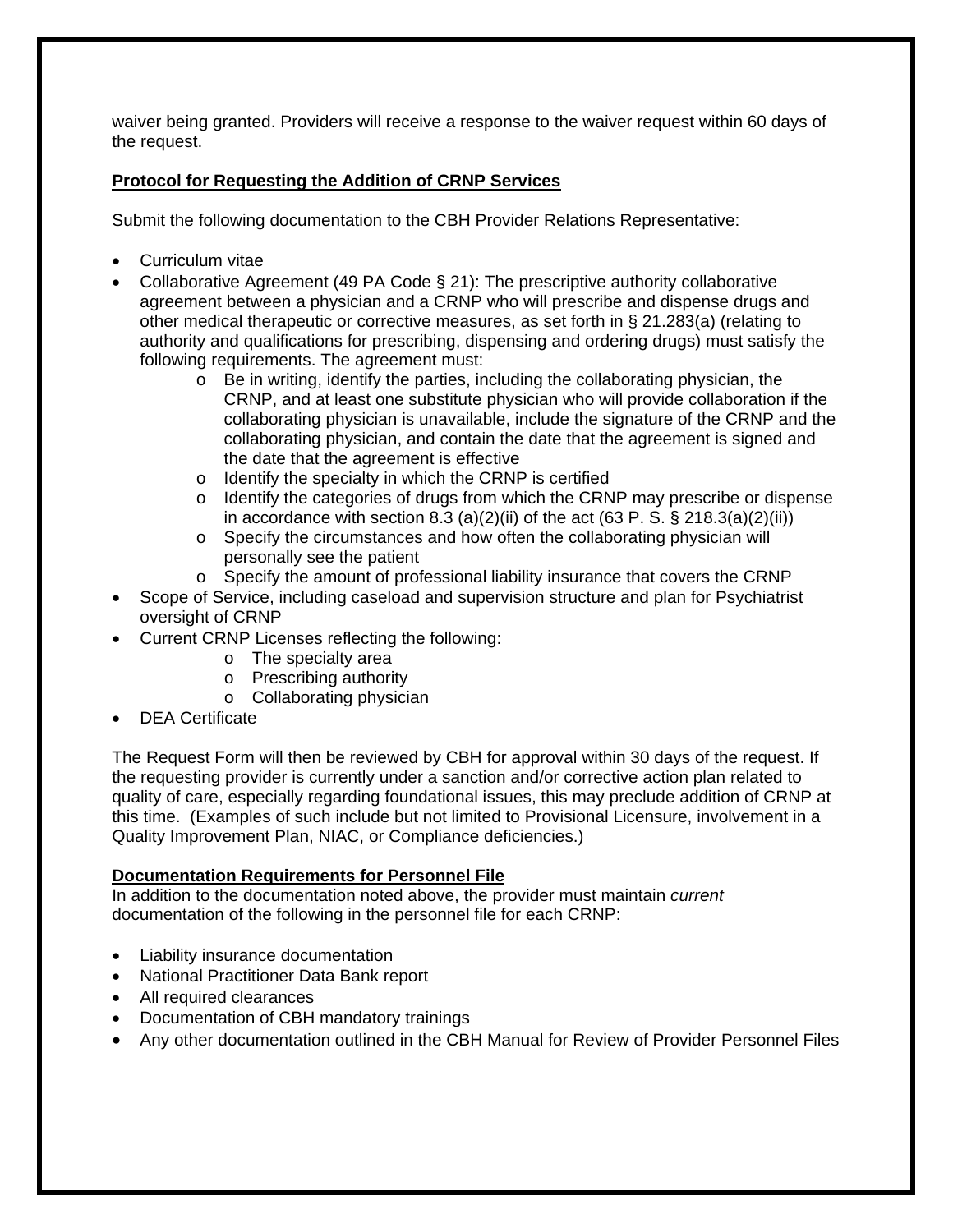waiver being granted. Providers will receive a response to the waiver request within 60 days of the request.

**Protocol for Requesting the Addition of CRNP Services**

Submit the following documentation to the CBH Provider Relations Representative:

- Curriculum vitae
- Collaborative Agreement (49 PA Code § 21): The prescriptive authority collaborative agreement between a physician and a CRNP who will prescribe and dispense drugs and other medical therapeutic or corrective measures, as set forth in § 21.283(a) (relating to authority and qualifications for prescribing, dispensing and ordering drugs) must satisfy the following requirements. The agreement must:
    - Be in writing, identify the parties, including the collaborating physician, the CRNP, and at least one substitute physician who will provide collaboration if the collaborating physician is unavailable, include the signature of the CRNP and the collaborating physician, and contain the date that the agreement is signed and the date that the agreement is effective
    - Identify the specialty in which the CRNP is certified
    - Identify the categories of drugs from which the CRNP may prescribe or dispense in accordance with section 8.3 (a)(2)(ii) of the act (63 P. S. § 218.3(a)(2)(ii))
    - Specify the circumstances and how often the collaborating physician will personally see the patient
    - Specify the amount of professional liability insurance that covers the CRNP
- Scope of Service, including caseload and supervision structure and plan for Psychiatrist oversight of CRNP
- Current CRNP Licenses reflecting the following:
    - The specialty area
    - Prescribing authority
    - Collaborating physician
- DEA Certificate

The Request Form will then be reviewed by CBH for approval within 30 days of the request. If the requesting provider is currently under a sanction and/or corrective action plan related to quality of care, especially regarding foundational issues, this may preclude addition of CRNP at this time. (Examples of such include but not limited to Provisional Licensure, involvement in a Quality Improvement Plan, NIAC, or Compliance deficiencies.)

**Documentation Requirements for Personnel File**

In addition to the documentation noted above, the provider must maintain *current* documentation of the following in the personnel file for each CRNP:

- Liability insurance documentation
- National Practitioner Data Bank report
- All required clearances
- Documentation of CBH mandatory trainings
- Any other documentation outlined in the CBH Manual for Review of Provider Personnel Files